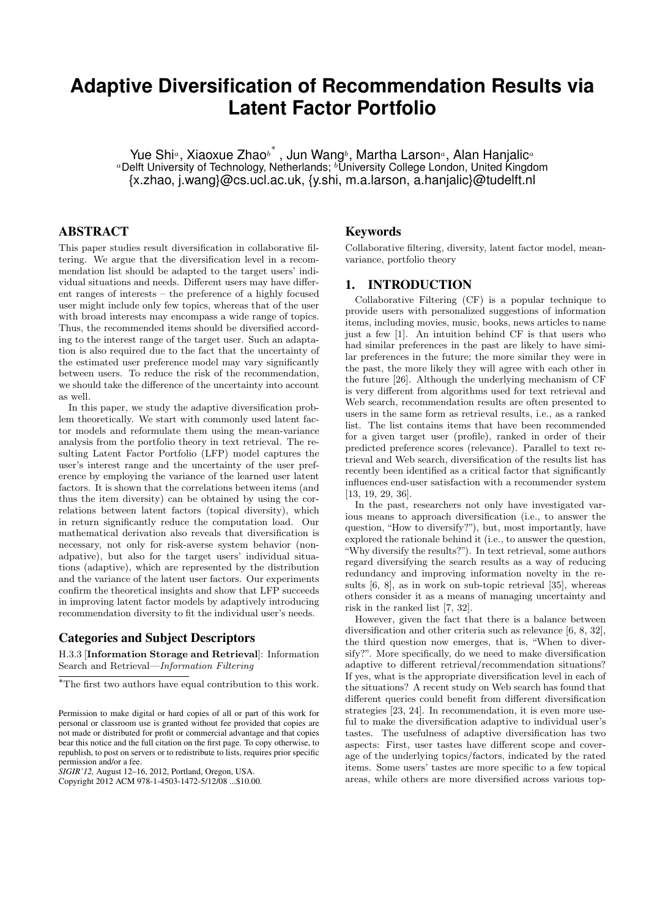# Adaptive Diversification of Recommendation Results via Latent Factor Portfolio

Yue Shi[a], Xiaoxue Zhao[b]*, Jun Wang[b], Martha Larson[a], Alan Hanjalic[a]

[a]Delft University of Technology, Netherlands; [b]University College London, United Kingdom

{x.zhao, j.wang}@cs.ucl.ac.uk, {y.shi, m.a.larson, a.hanjalic}@tudelft.nl

## ABSTRACT

This paper studies result diversification in collaborative filtering. We argue that the diversification level in a recommendation list should be adapted to the target users' individual situations and needs. Different users may have different ranges of interests – the preference of a highly focused user might include only few topics, whereas that of the user with broad interests may encompass a wide range of topics. Thus, the recommended items should be diversified according to the interest range of the target user. Such an adaptation is also required due to the fact that the uncertainty of the estimated user preference model may vary significantly between users. To reduce the risk of the recommendation, we should take the difference of the uncertainty into account as well.

In this paper, we study the adaptive diversification problem theoretically. We start with commonly used latent factor models and reformulate them using the mean-variance analysis from the portfolio theory in text retrieval. The resulting Latent Factor Portfolio (LFP) model captures the user's interest range and the uncertainty of the user preference by employing the variance of the learned user latent factors. It is shown that the correlations between items (and thus the item diversity) can be obtained by using the correlations between latent factors (topical diversity), which in return significantly reduce the computation load. Our mathematical derivation also reveals that diversification is necessary, not only for risk-averse system behavior (non-adpative), but also for the target users' individual situations (adaptive), which are represented by the distribution and the variance of the latent user factors. Our experiments confirm the theoretical insights and show that LFP succeeds in improving latent factor models by adaptively introducing recommendation diversity to fit the individual user's needs.

### Categories and Subject Descriptors

H.3.3 [**Information Storage and Retrieval**]: Information Search and Retrieval—*Information Filtering*

*The first two authors have equal contribution to this work.

Permission to make digital or hard copies of all or part of this work for personal or classroom use is granted without fee provided that copies are not made or distributed for profit or commercial advantage and that copies bear this notice and the full citation on the first page. To copy otherwise, to republish, to post on servers or to redistribute to lists, requires prior specific permission and/or a fee.
*SIGIR'12,* August 12–16, 2012, Portland, Oregon, USA.
Copyright 2012 ACM 978-1-4503-1472-5/12/08 ...$10.00.

### Keywords

Collaborative filtering, diversity, latent factor model, mean-variance, portfolio theory

## 1. INTRODUCTION

Collaborative Filtering (CF) is a popular technique to provide users with personalized suggestions of information items, including movies, music, books, news articles to name just a few [1]. An intuition behind CF is that users who had similar preferences in the past are likely to have similar preferences in the future; the more similar they were in the past, the more likely they will agree with each other in the future [26]. Although the underlying mechanism of CF is very different from algorithms used for text retrieval and Web search, recommendation results are often presented to users in the same form as retrieval results, i.e., as a ranked list. The list contains items that have been recommended for a given target user (profile), ranked in order of their predicted preference scores (relevance). Parallel to text retrieval and Web search, diversification of the results list has recently been identified as a critical factor that significantly influences end-user satisfaction with a recommender system [13, 19, 29, 36].

In the past, researchers not only have investigated various means to approach diversification (i.e., to answer the question, "How to diversify?"), but, most importantly, have explored the rationale behind it (i.e., to answer the question, "Why diversify the results?"). In text retrieval, some authors regard diversifying the search results as a way of reducing redundancy and improving information novelty in the results [6, 8], as in work on sub-topic retrieval [35], whereas others consider it as a means of managing uncertainty and risk in the ranked list [7, 32].

However, given the fact that there is a balance between diversification and other criteria such as relevance [6, 8, 32], the third question now emerges, that is, "When to diversify?". More specifically, do we need to make diversification adaptive to different retrieval/recommendation situations? If yes, what is the appropriate diversification level in each of the situations? A recent study on Web search has found that different queries could benefit from different diversification strategies [23, 24]. In recommendation, it is even more useful to make the diversification adaptive to individual user's tastes. The usefulness of adaptive diversification has two aspects: First, user tastes have different scope and coverage of the underlying topics/factors, indicated by the rated items. Some users' tastes are more specific to a few topical areas, while others are more diversified across various top-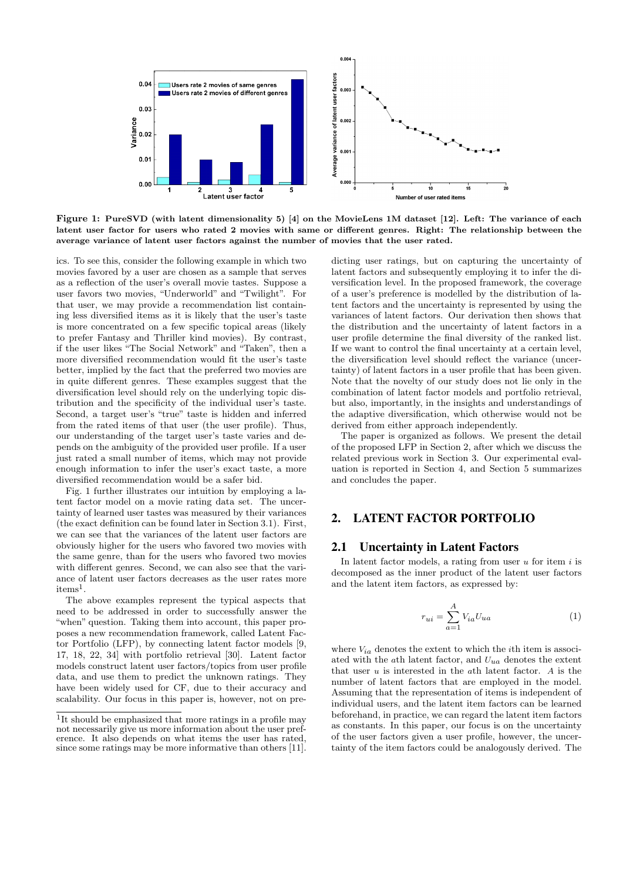**Figure 1: PureSVD (with latent dimensionality 5) [4] on the MovieLens 1M dataset [12]. Left: The variance of each latent user factor for users who rated 2 movies with same or different genres. Right: The relationship between the average variance of latent user factors against the number of movies that the user rated.**

ics. To see this, consider the following example in which two movies favored by a user are chosen as a sample that serves as a reflection of the user's overall movie tastes. Suppose a user favors two movies, "Underworld" and "Twilight". For that user, we may provide a recommendation list containing less diversified items as it is likely that the user's taste is more concentrated on a few specific topical areas (likely to prefer Fantasy and Thriller kind movies). By contrast, if the user likes "The Social Network" and "Taken", then a more diversified recommendation would fit the user's taste better, implied by the fact that the preferred two movies are in quite different genres. These examples suggest that the diversification level should rely on the underlying topic distribution and the specificity of the individual user's taste. Second, a target user's "true" taste is hidden and inferred from the rated items of that user (the user profile). Thus, our understanding of the target user's taste varies and depends on the ambiguity of the provided user profile. If a user just rated a small number of items, which may not provide enough information to infer the user's exact taste, a more diversified recommendation would be a safer bid.

Fig. 1 further illustrates our intuition by employing a latent factor model on a movie rating data set. The uncertainty of learned user tastes was measured by their variances (the exact definition can be found later in Section 3.1). First, we can see that the variances of the latent user factors are obviously higher for the users who favored two movies with the same genre, than for the users who favored two movies with different genres. Second, we can also see that the variance of latent user factors decreases as the user rates more items[1].

The above examples represent the typical aspects that need to be addressed in order to successfully answer the "when" question. Taking them into account, this paper proposes a new recommendation framework, called Latent Factor Portfolio (LFP), by connecting latent factor models [9, 17, 18, 22, 34] with portfolio retrieval [30]. Latent factor models construct latent user factors/topics from user profile data, and use them to predict the unknown ratings. They have been widely used for CF, due to their accuracy and scalability. Our focus in this paper is, however, not on predicting user ratings, but on capturing the uncertainty of latent factors and subsequently employing it to infer the diversification level. In the proposed framework, the coverage of a user's preference is modelled by the distribution of latent factors and the uncertainty is represented by using the variances of latent factors. Our derivation then shows that the distribution and the uncertainty of latent factors in a user profile determine the final diversity of the ranked list. If we want to control the final uncertainty at a certain level, the diversification level should reflect the variance (uncertainty) of latent factors in a user profile that has been given. Note that the novelty of our study does not lie only in the combination of latent factor models and portfolio retrieval, but also, importantly, in the insights and understandings of the adaptive diversification, which otherwise would not be derived from either approach independently.

The paper is organized as follows. We present the detail of the proposed LFP in Section 2, after which we discuss the related previous work in Section 3. Our experimental evaluation is reported in Section 4, and Section 5 summarizes and concludes the paper.

## 2. LATENT FACTOR PORTFOLIO

### 2.1 Uncertainty in Latent Factors

In latent factor models, a rating from user $u$ for item $i$ is decomposed as the inner product of the latent user factors and the latent item factors, as expressed by:

$$r_{ui} = \sum_{a=1}^{A} V_{ia} U_{ua} \tag{1}$$

where $V_{ia}$ denotes the extent to which the $i$th item is associated with the $a$th latent factor, and $U_{ua}$ denotes the extent that user $u$ is interested in the $a$th latent factor. $A$ is the number of latent factors that are employed in the model. Assuming that the representation of items is independent of individual users, and the latent item factors can be learned beforehand, in practice, we can regard the latent item factors as constants. In this paper, our focus is on the uncertainty of the user factors given a user profile, however, the uncertainty of the item factors could be analogously derived. The

[1] It should be emphasized that more ratings in a profile may not necessarily give us more information about the user preference. It also depends on what items the user has rated, since some ratings may be more informative than others [11].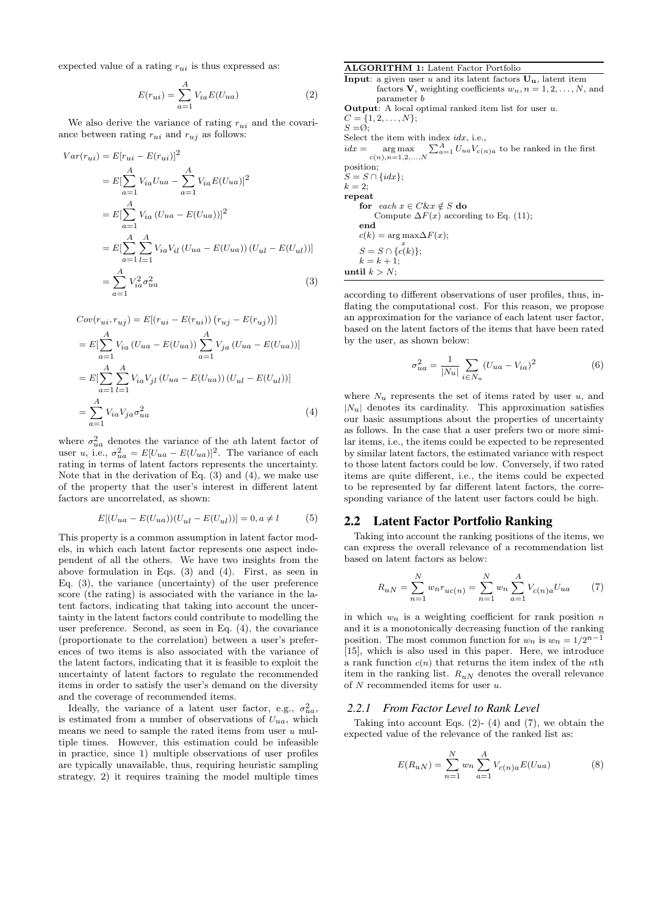expected value of a rating $r_{ui}$ is thus expressed as:

$$E(r_{ui}) = \sum_{a=1}^{A} V_{ia} E(U_{ua}) \tag{2}$$

We also derive the variance of rating $r_{ui}$ and the covariance between rating $r_{ui}$ and $r_{uj}$ as follows:

$$\begin{aligned}
Var(r_{ui}) &= E[r_{ui} - E(r_{ui})]^2 \\
&= E[\sum_{a=1}^{A} V_{ia} U_{ua} - \sum_{a=1}^{A} V_{ia} E(U_{ua})]^2 \\
&= E[\sum_{a=1}^{A} V_{ia} \left(U_{ua} - E(U_{ua})\right)]^2 \\
&= E[\sum_{a=1}^{A} \sum_{l=1}^{A} V_{ia} V_{il} \left(U_{ua} - E(U_{ua})\right) \left(U_{ul} - E(U_{ul})\right)] \\
&= \sum_{a=1}^{A} V_{ia}^2 \sigma_{ua}^2
\end{aligned} \tag{3}$$

$$\begin{aligned}
&Cov(r_{ui}, r_{uj}) = E[\left(r_{ui} - E(r_{ui})\right) \left(r_{uj} - E(r_{uj})\right)] \\
&= E[\sum_{a=1}^{A} V_{ia} \left(U_{ua} - E(U_{ua})\right) \sum_{a=1}^{A} V_{ja} \left(U_{ua} - E(U_{ua})\right)] \\
&= E[\sum_{a=1}^{A} \sum_{l=1}^{A} V_{ia} V_{jl} \left(U_{ua} - E(U_{ua})\right) \left(U_{ul} - E(U_{ul})\right)] \\
&= \sum_{a=1}^{A} V_{ia} V_{ja} \sigma_{ua}^2
\end{aligned} \tag{4}$$

where $\sigma_{ua}^2$ denotes the variance of the $a$th latent factor of user $u$, i.e., $\sigma_{ua}^2 = E[U_{ua} - E(U_{ua})]^2$. The variance of each rating in terms of latent factors represents the uncertainty. Note that in the derivation of Eq. (3) and (4), we make use of the property that the user's interest in different latent factors are uncorrelated, as shown:

$$E[(U_{ua} - E(U_{ua}))(U_{ul} - E(U_{ul}))] = 0, a \neq l \tag{5}$$

This property is a common assumption in latent factor models, in which each latent factor represents one aspect independent of all the others. We have two insights from the above formulation in Eqs. (3) and (4). First, as seen in Eq. (3), the variance (uncertainty) of the user preference score (the rating) is associated with the variance in the latent factors, indicating that taking into account the uncertainty in the latent factors could contribute to modelling the user preference. Second, as seen in Eq. (4), the covariance (proportionate to the correlation) between a user's preferences of two items is also associated with the variance of the latent factors, indicating that it is feasible to exploit the uncertainty of latent factors to regulate the recommended items in order to satisfy the user's demand on the diversity and the coverage of recommended items.

Ideally, the variance of a latent user factor, e.g., $\sigma_{ua}^2$, is estimated from a number of observations of $U_{ua}$, which means we need to sample the rated items from user $u$ multiple times. However, this estimation could be infeasible in practice, since 1) multiple observations of user profiles are typically unavailable, thus, requiring heuristic sampling strategy, 2) it requires training the model multiple times according to different observations of user profiles, thus, inflating the computational cost. For this reason, we propose an approximation for the variance of each latent user factor, based on the latent factors of the items that have been rated by the user, as shown below:

$$\sigma_{ua}^2 = \frac{1}{|N_u|} \sum_{i \in N_u} (U_{ua} - V_{ia})^2 \tag{6}$$

where $N_u$ represents the set of items rated by user $u$, and $|N_u|$ denotes its cardinality. This approximation satisfies our basic assumptions about the properties of uncertainty as follows. In the case that a user prefers two or more similar items, i.e., the items could be expected to be represented by similar latent factors, the estimated variance with respect to those latent factors could be low. Conversely, if two rated items are quite different, i.e., the items could be expected to be represented by far different latent factors, the corresponding variance of the latent user factors could be high.

**ALGORITHM 1:** Latent Factor Portfolio

**Input**: a given user $u$ and its latent factors $\mathbf{U_u}$, latent item factors $\mathbf{V}$, weighting coefficients $w_n, n = 1, 2, \ldots, N$, and parameter $b$

**Output**: A local optimal ranked item list for user $u$.

$C = \{1, 2, \ldots, N\}$;

$S = \emptyset$;

Select the item with index $idx$, i.e.,

$idx = \arg\max_{c(n), n=1,2,\ldots,N} \sum_{a=1}^{A} U_{ua} V_{c(n)a}$ to be ranked in the first position;

$S = S \cap \{idx\}$;

$k = 2$;

**repeat**

  **for** *each* $x \in C \& x \notin S$ **do**

    Compute $\Delta F(x)$ according to Eq. (11);

  **end**

  $c(k) = \arg\max_x \Delta F(x)$;

  $S = S \cap \{c(k)\}$;

  $k = k + 1$;

**until** $k > N$;

## 2.2 Latent Factor Portfolio Ranking

Taking into account the ranking positions of the items, we can express the overall relevance of a recommendation list based on latent factors as below:

$$R_{uN} = \sum_{n=1}^{N} w_n r_{uc(n)} = \sum_{n=1}^{N} w_n \sum_{a=1}^{A} V_{c(n)a} U_{ua} \tag{7}$$

in which $w_n$ is a weighting coefficient for rank position $n$ and it is a monotonically decreasing function of the ranking position. The most common function for $w_n$ is $w_n = 1/2^{n-1}$ [15], which is also used in this paper. Here, we introduce a rank function $c(n)$ that returns the item index of the $n$th item in the ranking list. $R_{uN}$ denotes the overall relevance of $N$ recommended items for user $u$.

### 2.2.1 From Factor Level to Rank Level

Taking into account Eqs. (2)- (4) and (7), we obtain the expected value of the relevance of the ranked list as:

$$E(R_{uN}) = \sum_{n=1}^{N} w_n \sum_{a=1}^{A} V_{c(n)a} E(U_{ua}) \tag{8}$$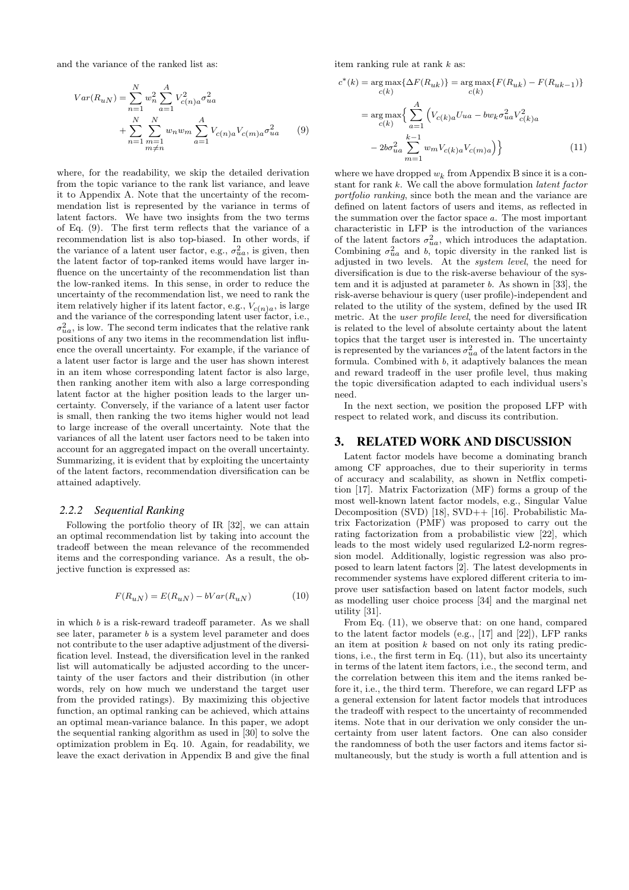and the variance of the ranked list as:

$$Var(R_{uN}) = \sum_{n=1}^{N} w_n^2 \sum_{a=1}^{A} V_{c(n)a}^2 \sigma_{ua}^2 + \sum_{n=1}^{N} \sum_{\substack{m=1 \\ m \neq n}}^{N} w_n w_m \sum_{a=1}^{A} V_{c(n)a} V_{c(m)a} \sigma_{ua}^2 \tag{9}$$

where, for the readability, we skip the detailed derivation from the topic variance to the rank list variance, and leave it to Appendix A. Note that the uncertainty of the recommendation list is represented by the variance in terms of latent factors. We have two insights from the two terms of Eq. (9). The first term reflects that the variance of a recommendation list is also top-biased. In other words, if the variance of a latent user factor, e.g., $\sigma_{ua}^2$, is given, then the latent factor of top-ranked items would have larger influence on the uncertainty of the recommendation list than the low-ranked items. In this sense, in order to reduce the uncertainty of the recommendation list, we need to rank the item relatively higher if its latent factor, e.g., $V_{c(n)a}$, is large and the variance of the corresponding latent user factor, i.e., $\sigma_{ua}^2$, is low. The second term indicates that the relative rank positions of any two items in the recommendation list influence the overall uncertainty. For example, if the variance of a latent user factor is large and the user has shown interest in an item whose corresponding latent factor is also large, then ranking another item with also a large corresponding latent factor at the higher position leads to the larger uncertainty. Conversely, if the variance of a latent user factor is small, then ranking the two items higher would not lead to large increase of the overall uncertainty. Note that the variances of all the latent user factors need to be taken into account for an aggregated impact on the overall uncertainty. Summarizing, it is evident that by exploiting the uncertainty of the latent factors, recommendation diversification can be attained adaptively.

### 2.2.2 Sequential Ranking

Following the portfolio theory of IR [32], we can attain an optimal recommendation list by taking into account the tradeoff between the mean relevance of the recommended items and the corresponding variance. As a result, the objective function is expressed as:

$$F(R_{uN}) = E(R_{uN}) - bVar(R_{uN}) \tag{10}$$

in which $b$ is a risk-reward tradeoff parameter. As we shall see later, parameter $b$ is a system level parameter and does not contribute to the user adaptive adjustment of the diversification level. Instead, the diversification level in the ranked list will automatically be adjusted according to the uncertainty of the user factors and their distribution (in other words, rely on how much we understand the target user from the provided ratings). By maximizing this objective function, an optimal ranking can be achieved, which attains an optimal mean-variance balance. In this paper, we adopt the sequential ranking algorithm as used in [30] to solve the optimization problem in Eq. 10. Again, for readability, we leave the exact derivation in Appendix B and give the final item ranking rule at rank $k$ as:

$$\begin{aligned} c^*(k) &= \arg\max_{c(k)} \{\Delta F(R_{uk})\} = \arg\max_{c(k)} \{F(R_{uk}) - F(R_{uk-1})\} \\ &= \arg\max_{c(k)} \Big\{ \sum_{a=1}^{A} \Big( V_{c(k)a} U_{ua} - b w_k \sigma_{ua}^2 V_{c(k)a}^2 \\ &\quad - 2b\sigma_{ua}^2 \sum_{m=1}^{k-1} w_m V_{c(k)a} V_{c(m)a} \Big) \Big\} \end{aligned} \tag{11}$$

where we have dropped $w_k$ from Appendix B since it is a constant for rank $k$. We call the above formulation *latent factor portfolio ranking*, since both the mean and the variance are defined on latent factors of users and items, as reflected in the summation over the factor space $a$. The most important characteristic in LFP is the introduction of the variances of the latent factors $\sigma_{ua}^2$, which introduces the adaptation. Combining $\sigma_{ua}^2$ and $b$, topic diversity in the ranked list is adjusted in two levels. At the *system level*, the need for diversification is due to the risk-averse behaviour of the system and it is adjusted at parameter $b$. As shown in [33], the risk-averse behaviour is query (user profile)-independent and related to the utility of the system, defined by the used IR metric. At the *user profile level*, the need for diversification is related to the level of absolute certainty about the latent topics that the target user is interested in. The uncertainty is represented by the variances $\sigma_{ua}^2$ of the latent factors in the formula. Combined with $b$, it adaptively balances the mean and reward tradeoff in the user profile level, thus making the topic diversification adapted to each individual users's need.

In the next section, we position the proposed LFP with respect to related work, and discuss its contribution.

## 3. RELATED WORK AND DISCUSSION

Latent factor models have become a dominating branch among CF approaches, due to their superiority in terms of accuracy and scalability, as shown in Netflix competition [17]. Matrix Factorization (MF) forms a group of the most well-known latent factor models, e.g., Singular Value Decomposition (SVD) [18], SVD++ [16]. Probabilistic Matrix Factorization (PMF) was proposed to carry out the rating factorization from a probabilistic view [22], which leads to the most widely used regularized L2-norm regression model. Additionally, logistic regression was also proposed to learn latent factors [2]. The latest developments in recommender systems have explored different criteria to improve user satisfaction based on latent factor models, such as modelling user choice process [34] and the marginal net utility [31].

From Eq. (11), we observe that: on one hand, compared to the latent factor models (e.g., [17] and [22]), LFP ranks an item at position $k$ based on not only its rating predictions, i.e., the first term in Eq. (11), but also its uncertainty in terms of the latent item factors, i.e., the second term, and the correlation between this item and the items ranked before it, i.e., the third term. Therefore, we can regard LFP as a general extension for latent factor models that introduces the tradeoff with respect to the uncertainty of recommended items. Note that in our derivation we only consider the uncertainty from user latent factors. One can also consider the randomness of both the user factors and items factor simultaneously, but the study is worth a full attention and is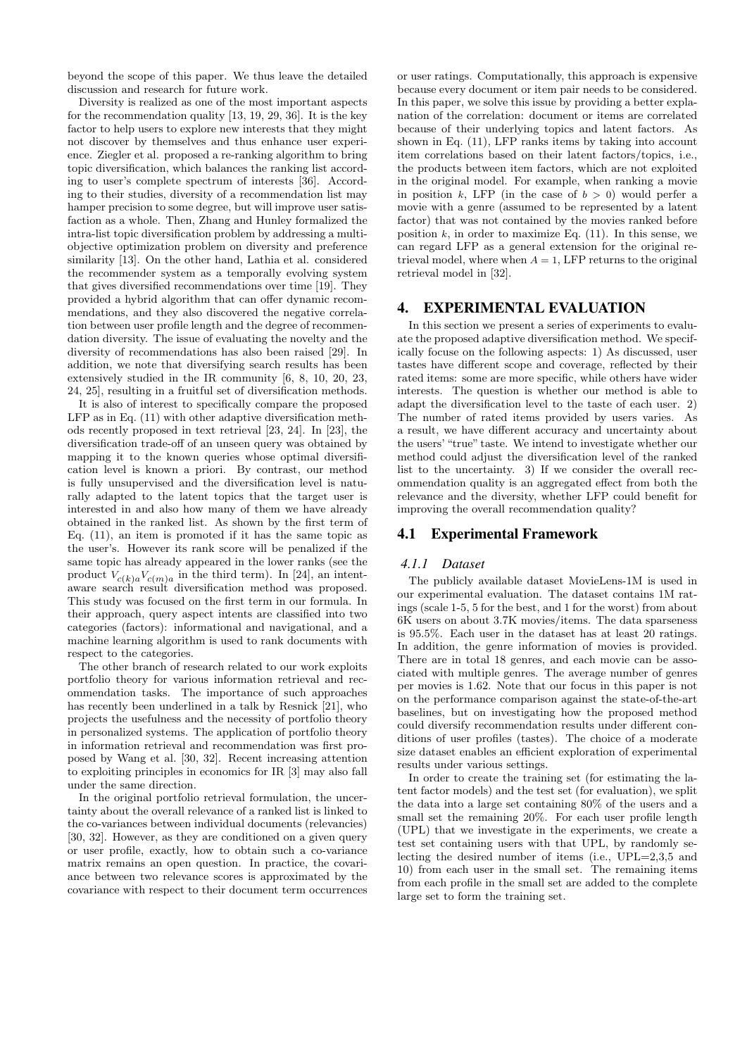beyond the scope of this paper. We thus leave the detailed discussion and research for future work.

Diversity is realized as one of the most important aspects for the recommendation quality [13, 19, 29, 36]. It is the key factor to help users to explore new interests that they might not discover by themselves and thus enhance user experience. Ziegler et al. proposed a re-ranking algorithm to bring topic diversification, which balances the ranking list according to user's complete spectrum of interests [36]. According to their studies, diversity of a recommendation list may hamper precision to some degree, but will improve user satisfaction as a whole. Then, Zhang and Hunley formalized the intra-list topic diversification problem by addressing a multi-objective optimization problem on diversity and preference similarity [13]. On the other hand, Lathia et al. considered the recommender system as a temporally evolving system that gives diversified recommendations over time [19]. They provided a hybrid algorithm that can offer dynamic recommendations, and they also discovered the negative correlation between user profile length and the degree of recommendation diversity. The issue of evaluating the novelty and the diversity of recommendations has also been raised [29]. In addition, we note that diversifying search results has been extensively studied in the IR community [6, 8, 10, 20, 23, 24, 25], resulting in a fruitful set of diversification methods.

It is also of interest to specifically compare the proposed LFP as in Eq. (11) with other adaptive diversification methods recently proposed in text retrieval [23, 24]. In [23], the diversification trade-off of an unseen query was obtained by mapping it to the known queries whose optimal diversification level is known a priori. By contrast, our method is fully unsupervised and the diversification level is naturally adapted to the latent topics that the target user is interested in and also how many of them we have already obtained in the ranked list. As shown by the first term of Eq. (11), an item is promoted if it has the same topic as the user's. However its rank score will be penalized if the same topic has already appeared in the lower ranks (see the product $V_{c(k)a}V_{c(m)a}$ in the third term). In [24], an intent-aware search result diversification method was proposed. This study was focused on the first term in our formula. In their approach, query aspect intents are classified into two categories (factors): informational and navigational, and a machine learning algorithm is used to rank documents with respect to the categories.

The other branch of research related to our work exploits portfolio theory for various information retrieval and recommendation tasks. The importance of such approaches has recently been underlined in a talk by Resnick [21], who projects the usefulness and the necessity of portfolio theory in personalized systems. The application of portfolio theory in information retrieval and recommendation was first proposed by Wang et al. [30, 32]. Recent increasing attention to exploiting principles in economics for IR [3] may also fall under the same direction.

In the original portfolio retrieval formulation, the uncertainty about the overall relevance of a ranked list is linked to the co-variances between individual documents (relevancies) [30, 32]. However, as they are conditioned on a given query or user profile, exactly, how to obtain such a co-variance matrix remains an open question. In practice, the covariance between two relevance scores is approximated by the covariance with respect to their document term occurrences or user ratings. Computationally, this approach is expensive because every document or item pair needs to be considered. In this paper, we solve this issue by providing a better explanation of the correlation: document or items are correlated because of their underlying topics and latent factors. As shown in Eq. (11), LFP ranks items by taking into account item correlations based on their latent factors/topics, i.e., the products between item factors, which are not exploited in the original model. For example, when ranking a movie in position $k$, LFP (in the case of $b > 0$) would perfer a movie with a genre (assumed to be represented by a latent factor) that was not contained by the movies ranked before position $k$, in order to maximize Eq. (11). In this sense, we can regard LFP as a general extension for the original retrieval model, where when $A = 1$, LFP returns to the original retrieval model in [32].

## 4. EXPERIMENTAL EVALUATION

In this section we present a series of experiments to evaluate the proposed adaptive diversification method. We specifically focuse on the following aspects: 1) As discussed, user tastes have different scope and coverage, reflected by their rated items: some are more specific, while others have wider interests. The question is whether our method is able to adapt the diversification level to the taste of each user. 2) The number of rated items provided by users varies. As a result, we have different accuracy and uncertainty about the users' "true" taste. We intend to investigate whether our method could adjust the diversification level of the ranked list to the uncertainty. 3) If we consider the overall recommendation quality is an aggregated effect from both the relevance and the diversity, whether LFP could benefit for improving the overall recommendation quality?

### 4.1 Experimental Framework

#### *4.1.1 Dataset*

The publicly available dataset MovieLens-1M is used in our experimental evaluation. The dataset contains 1M ratings (scale 1-5, 5 for the best, and 1 for the worst) from about 6K users on about 3.7K movies/items. The data sparseness is 95.5%. Each user in the dataset has at least 20 ratings. In addition, the genre information of movies is provided. There are in total 18 genres, and each movie can be associated with multiple genres. The average number of genres per movies is 1.62. Note that our focus in this paper is not on the performance comparison against the state-of-the-art baselines, but on investigating how the proposed method could diversify recommendation results under different conditions of user profiles (tastes). The choice of a moderate size dataset enables an efficient exploration of experimental results under various settings.

In order to create the training set (for estimating the latent factor models) and the test set (for evaluation), we split the data into a large set containing 80% of the users and a small set the remaining 20%. For each user profile length (UPL) that we investigate in the experiments, we create a test set containing users with that UPL, by randomly selecting the desired number of items (i.e., UPL=2,3,5 and 10) from each user in the small set. The remaining items from each profile in the small set are added to the complete large set to form the training set.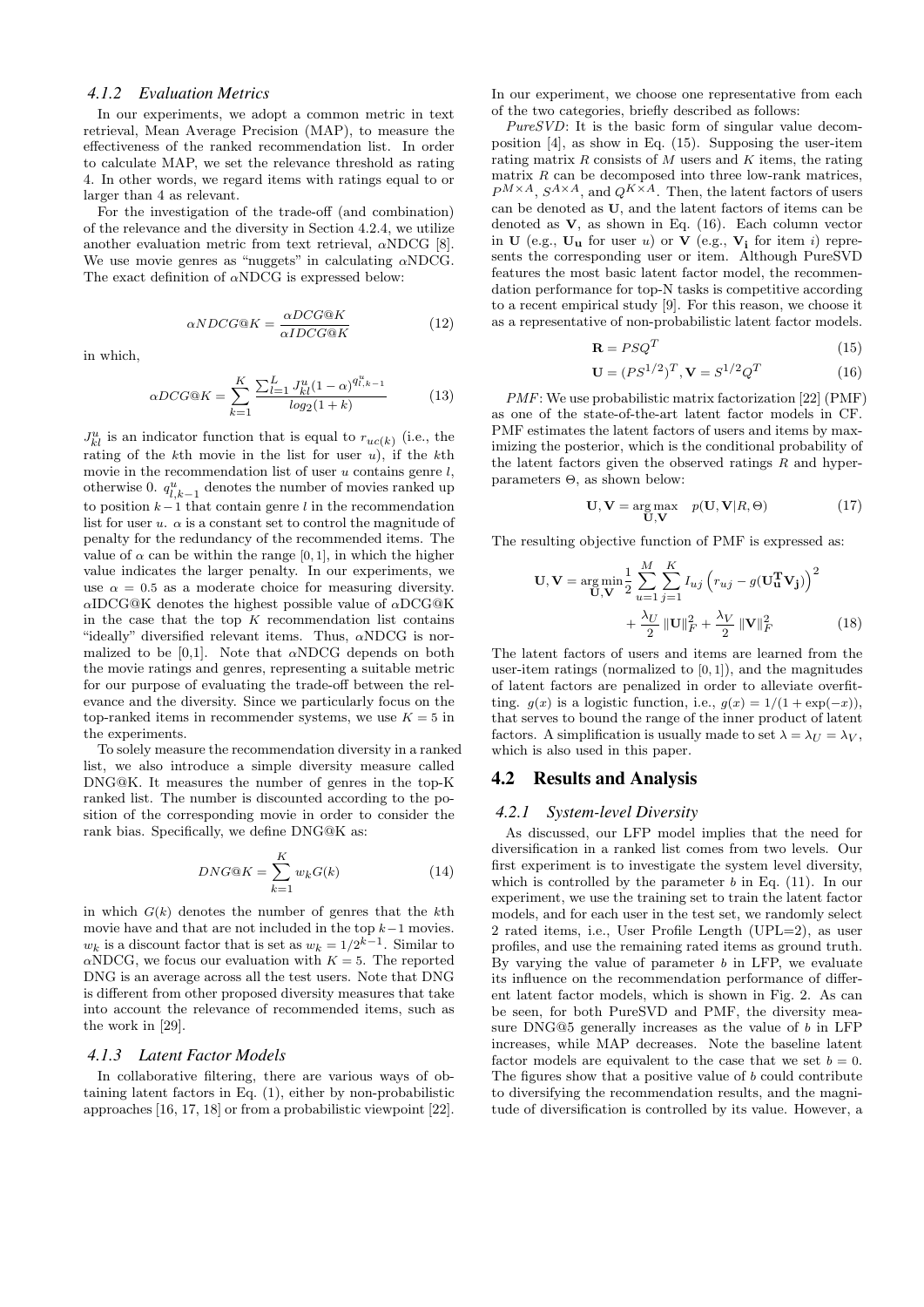### 4.1.2 Evaluation Metrics

In our experiments, we adopt a common metric in text retrieval, Mean Average Precision (MAP), to measure the effectiveness of the ranked recommendation list. In order to calculate MAP, we set the relevance threshold as rating 4. In other words, we regard items with ratings equal to or larger than 4 as relevant.

For the investigation of the trade-off (and combination) of the relevance and the diversity in Section 4.2.4, we utilize another evaluation metric from text retrieval, $\alpha$NDCG [8]. We use movie genres as "nuggets" in calculating $\alpha$NDCG. The exact definition of $\alpha$NDCG is expressed below:

$$\alpha NDCG@K = \frac{\alpha DCG@K}{\alpha IDCG@K} \tag{12}$$

in which,

$$\alpha DCG@K = \sum_{k=1}^{K} \frac{\sum_{l=1}^{L} J_{kl}^{u}(1-\alpha)^{q_{l,k-1}^{u}}}{log_2(1+k)} \tag{13}$$

$J_{kl}^{u}$ is an indicator function that is equal to $r_{uc(k)}$ (i.e., the rating of the $k$th movie in the list for user $u$), if the $k$th movie in the recommendation list of user $u$ contains genre $l$, otherwise 0. $q_{l,k-1}^{u}$ denotes the number of movies ranked up to position $k-1$ that contain genre $l$ in the recommendation list for user $u$. $\alpha$ is a constant set to control the magnitude of penalty for the redundancy of the recommended items. The value of $\alpha$ can be within the range $[0,1]$, in which the higher value indicates the larger penalty. In our experiments, we use $\alpha = 0.5$ as a moderate choice for measuring diversity. $\alpha$IDCG@K denotes the highest possible value of $\alpha$DCG@K in the case that the top $K$ recommendation list contains "ideally" diversified relevant items. Thus, $\alpha$NDCG is normalized to be [0,1]. Note that $\alpha$NDCG depends on both the movie ratings and genres, representing a suitable metric for our purpose of evaluating the trade-off between the relevance and the diversity. Since we particularly focus on the top-ranked items in recommender systems, we use $K = 5$ in the experiments.

To solely measure the recommendation diversity in a ranked list, we also introduce a simple diversity measure called DNG@K. It measures the number of genres in the top-K ranked list. The number is discounted according to the position of the corresponding movie in order to consider the rank bias. Specifically, we define DNG@K as:

$$DNG@K = \sum_{k=1}^{K} w_k G(k) \tag{14}$$

in which $G(k)$ denotes the number of genres that the $k$th movie have and that are not included in the top $k-1$ movies. $w_k$ is a discount factor that is set as $w_k = 1/2^{k-1}$. Similar to $\alpha$NDCG, we focus our evaluation with $K = 5$. The reported DNG is an average across all the test users. Note that DNG is different from other proposed diversity measures that take into account the relevance of recommended items, such as the work in [29].

### 4.1.3 Latent Factor Models

In collaborative filtering, there are various ways of obtaining latent factors in Eq. (1), either by non-probabilistic approaches [16, 17, 18] or from a probabilistic viewpoint [22]. In our experiment, we choose one representative from each of the two categories, briefly described as follows:

*PureSVD*: It is the basic form of singular value decomposition [4], as show in Eq. (15). Supposing the user-item rating matrix $R$ consists of $M$ users and $K$ items, the rating matrix $R$ can be decomposed into three low-rank matrices, $P^{M\times A}$, $S^{A\times A}$, and $Q^{K\times A}$. Then, the latent factors of users can be denoted as $\mathbf{U}$, and the latent factors of items can be denoted as $\mathbf{V}$, as shown in Eq. (16). Each column vector in $\mathbf{U}$ (e.g., $\mathbf{U_u}$ for user $u$) or $\mathbf{V}$ (e.g., $\mathbf{V_i}$ for item $i$) represents the corresponding user or item. Although PureSVD features the most basic latent factor model, the recommendation performance for top-N tasks is competitive according to a recent empirical study [9]. For this reason, we choose it as a representative of non-probabilistic latent factor models.

$$\mathbf{R} = PSQ^T \tag{15}$$

$$\mathbf{U} = (PS^{1/2})^T, \mathbf{V} = S^{1/2}Q^T \tag{16}$$

*PMF*: We use probabilistic matrix factorization [22] (PMF) as one of the state-of-the-art latent factor models in CF. PMF estimates the latent factors of users and items by maximizing the posterior, which is the conditional probability of the latent factors given the observed ratings $R$ and hyperparameters $\Theta$, as shown below:

$$\mathbf{U}, \mathbf{V} = \underset{\mathbf{U},\mathbf{V}}{\arg\max} \quad p(\mathbf{U}, \mathbf{V}|R, \Theta) \tag{17}$$

The resulting objective function of PMF is expressed as:

$$\mathbf{U}, \mathbf{V} = \underset{\mathbf{U},\mathbf{V}}{\arg\min} \frac{1}{2} \sum_{u=1}^{M}\sum_{j=1}^{K} I_{uj}\left(r_{uj} - g(\mathbf{U_u^T V_j})\right)^2 + \frac{\lambda_U}{2}\|\mathbf{U}\|_F^2 + \frac{\lambda_V}{2}\|\mathbf{V}\|_F^2 \tag{18}$$

The latent factors of users and items are learned from the user-item ratings (normalized to $[0,1]$), and the magnitudes of latent factors are penalized in order to alleviate overfitting. $g(x)$ is a logistic function, i.e., $g(x) = 1/(1+\exp(-x))$, that serves to bound the range of the inner product of latent factors. A simplification is usually made to set $\lambda = \lambda_U = \lambda_V$, which is also used in this paper.

## 4.2 Results and Analysis

### 4.2.1 System-level Diversity

As discussed, our LFP model implies that the need for diversification in a ranked list comes from two levels. Our first experiment is to investigate the system level diversity, which is controlled by the parameter $b$ in Eq. (11). In our experiment, we use the training set to train the latent factor models, and for each user in the test set, we randomly select 2 rated items, i.e., User Profile Length (UPL=2), as user profiles, and use the remaining rated items as ground truth. By varying the value of parameter $b$ in LFP, we evaluate its influence on the recommendation performance of different latent factor models, which is shown in Fig. 2. As can be seen, for both PureSVD and PMF, the diversity measure DNG@5 generally increases as the value of $b$ in LFP increases, while MAP decreases. Note the baseline latent factor models are equivalent to the case that we set $b = 0$. The figures show that a positive value of $b$ could contribute to diversifying the recommendation results, and the magnitude of diversification is controlled by its value. However, a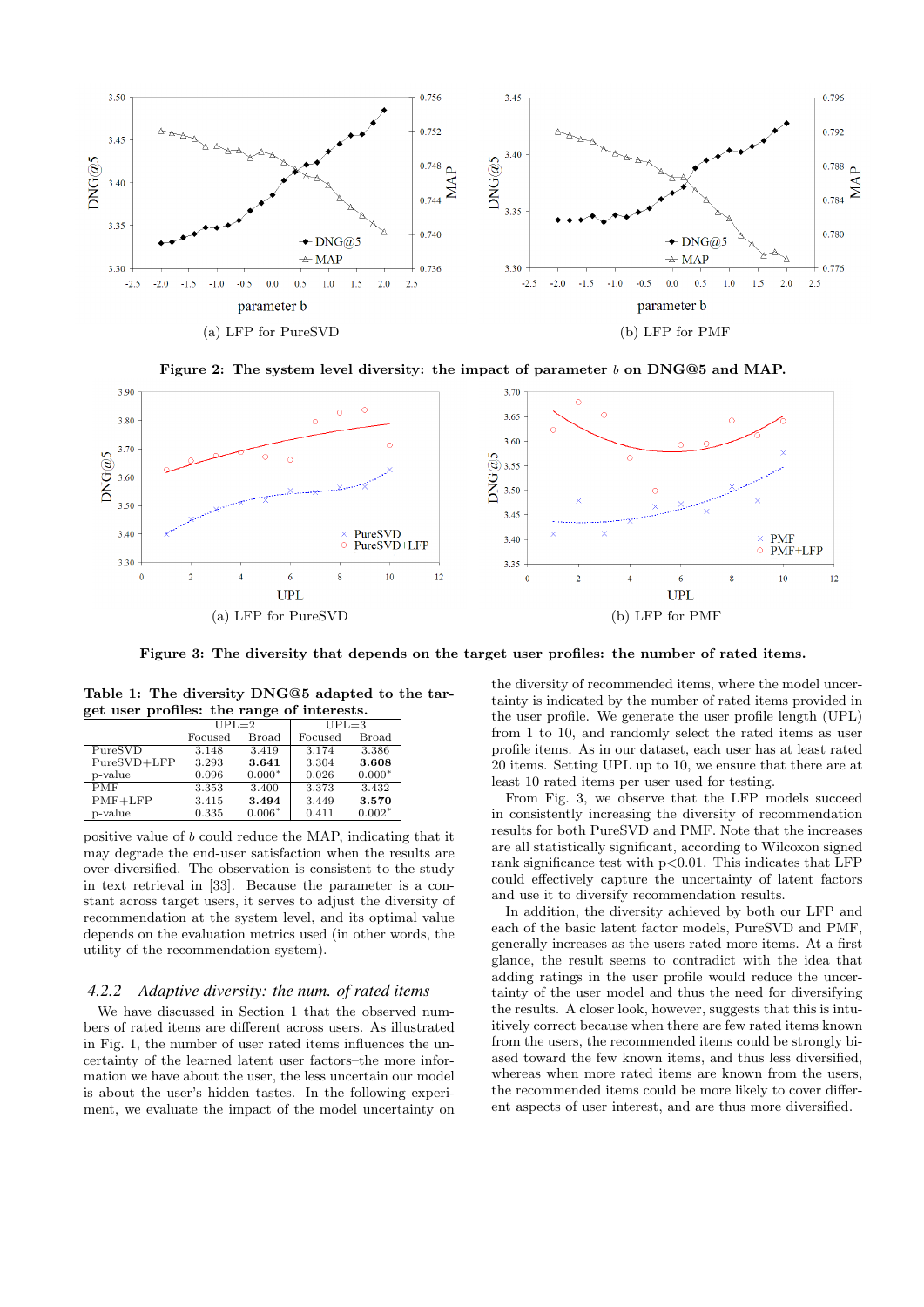(a) LFP for PureSVD

(b) LFP for PMF

**Figure 2: The system level diversity: the impact of parameter $b$ on DNG@5 and MAP.**

(a) LFP for PureSVD

(b) LFP for PMF

**Figure 3: The diversity that depends on the target user profiles: the number of rated items.**

**Table 1: The diversity DNG@5 adapted to the target user profiles: the range of interests.**

| | UPL=2 | | UPL=3 | |
|---|---|---|---|---|
| | Focused | Broad | Focused | Broad |
| PureSVD | 3.148 | 3.419 | 3.174 | 3.386 |
| PureSVD+LFP | 3.293 | **3.641** | 3.304 | **3.608** |
| p-value | 0.096 | 0.000* | 0.026 | 0.000* |
| PMF | 3.353 | 3.400 | 3.373 | 3.432 |
| PMF+LFP | 3.415 | **3.494** | 3.449 | **3.570** |
| p-value | 0.335 | 0.006* | 0.411 | 0.002* |

positive value of $b$ could reduce the MAP, indicating that it may degrade the end-user satisfaction when the results are over-diversified. The observation is consistent to the study in text retrieval in [33]. Because the parameter is a constant across target users, it serves to adjust the diversity of recommendation at the system level, and its optimal value depends on the evaluation metrics used (in other words, the utility of the recommendation system).

### 4.2.2 *Adaptive diversity: the num. of rated items*

We have discussed in Section 1 that the observed numbers of rated items are different across users. As illustrated in Fig. 1, the number of user rated items influences the uncertainty of the learned latent user factors–the more information we have about the user, the less uncertain our model is about the user's hidden tastes. In the following experiment, we evaluate the impact of the model uncertainty on the diversity of recommended items, where the model uncertainty is indicated by the number of rated items provided in the user profile. We generate the user profile length (UPL) from 1 to 10, and randomly select the rated items as user profile items. As in our dataset, each user has at least rated 20 items. Setting UPL up to 10, we ensure that there are at least 10 rated items per user used for testing.

From Fig. 3, we observe that the LFP models succeed in consistently increasing the diversity of recommendation results for both PureSVD and PMF. Note that the increases are all statistically significant, according to Wilcoxon signed rank significance test with $p<0.01$. This indicates that LFP could effectively capture the uncertainty of latent factors and use it to diversify recommendation results.

In addition, the diversity achieved by both our LFP and each of the basic latent factor models, PureSVD and PMF, generally increases as the users rated more items. At a first glance, the result seems to contradict with the idea that adding ratings in the user profile would reduce the uncertainty of the user model and thus the need for diversifying the results. A closer look, however, suggests that this is intuitively correct because when there are few rated items known from the users, the recommended items could be strongly biased toward the few known items, and thus less diversified, whereas when more rated items are known from the users, the recommended items could be more likely to cover different aspects of user interest, and are thus more diversified.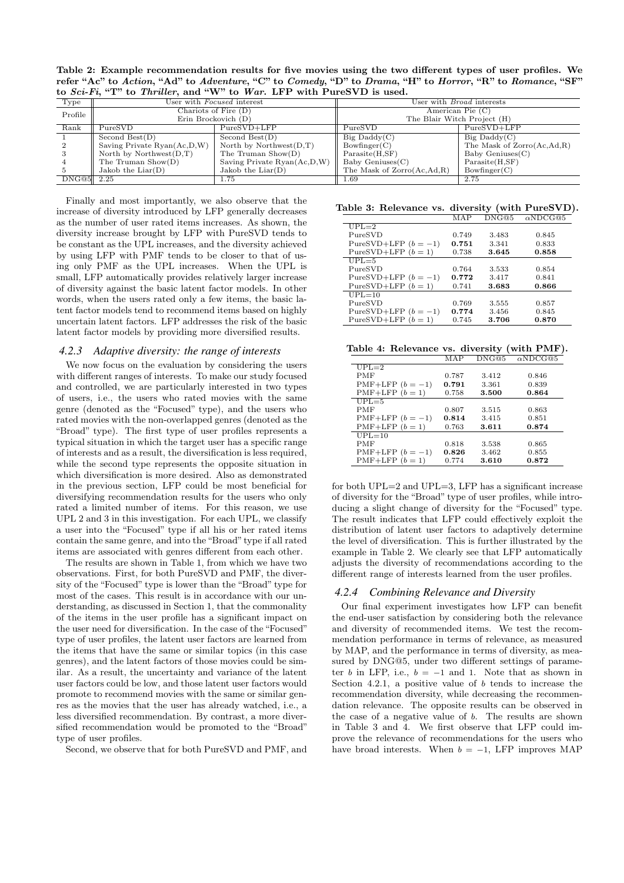**Table 2: Example recommendation results for five movies using the two different types of user profiles. We refer "Ac" to *Action*, "Ad" to *Adventure*, "C" to *Comedy*, "D" to *Drama*, "H" to *Horror*, "R" to *Romance*, "SF" to *Sci-Fi*, "T" to *Thriller*, and "W" to *War*. LFP with PureSVD is used.**

| Type | User with *Focused* interest | | User with *Broad* interests | |
|---|---|---|---|---|
| Profile | Chariots of Fire (D)<br>Erin Brockovich (D) | | American Pie (C)<br>The Blair Witch Project (H) | |
| Rank | PureSVD | PureSVD+LFP | PureSVD | PureSVD+LFP |
| 1 | Second Best(D) | Second Best(D) | Big Daddy(C) | Big Daddy(C) |
| 2 | Saving Private Ryan(Ac,D,W) | North by Northwest(D,T) | Bowfinger(C) | The Mask of Zorro(Ac,Ad,R) |
| 3 | North by Northwest(D,T) | The Truman Show(D) | Parasite(H,SF) | Baby Geniuses(C) |
| 4 | The Truman Show(D) | Saving Private Ryan(Ac,D,W) | Baby Geniuses(C) | Parasite(H,SF) |
| 5 | Jakob the Liar(D) | Jakob the Liar(D) | The Mask of Zorro(Ac,Ad,R) | Bowfinger(C) |
| DNG@5 | 2.25 | 1.75 | 1.69 | 2.75 |

Finally and most importantly, we also observe that the increase of diversity introduced by LFP generally decreases as the number of user rated items increases. As shown, the diversity increase brought by LFP with PureSVD tends to be constant as the UPL increases, and the diversity achieved by using LFP with PMF tends to be closer to that of using only PMF as the UPL increases. When the UPL is small, LFP automatically provides relatively larger increase of diversity against the basic latent factor models. In other words, when the users rated only a few items, the basic latent factor models tend to recommend items based on highly uncertain latent factors. LFP addresses the risk of the basic latent factor models by providing more diversified results.

### 4.2.3 Adaptive diversity: the range of interests

We now focus on the evaluation by considering the users with different ranges of interests. To make our study focused and controlled, we are particularly interested in two types of users, i.e., the users who rated movies with the same genre (denoted as the "Focused" type), and the users who rated movies with the non-overlapped genres (denoted as the "Broad" type). The first type of user profiles represents a typical situation in which the target user has a specific range of interests and as a result, the diversification is less required, while the second type represents the opposite situation in which diversification is more desired. Also as demonstrated in the previous section, LFP could be most beneficial for diversifying recommendation results for the users who only rated a limited number of items. For this reason, we use UPL 2 and 3 in this investigation. For each UPL, we classify a user into the "Focused" type if all his or her rated items contain the same genre, and into the "Broad" type if all rated items are associated with genres different from each other.

The results are shown in Table 1, from which we have two observations. First, for both PureSVD and PMF, the diversity of the "Focused" type is lower than the "Broad" type for most of the cases. This result is in accordance with our understanding, as discussed in Section 1, that the commonality of the items in the user profile has a significant impact on the user need for diversification. In the case of the "Focused" type of user profiles, the latent user factors are learned from the items that have the same or similar topics (in this case genres), and the latent factors of those movies could be similar. As a result, the uncertainty and variance of the latent user factors could be low, and those latent user factors would promote to recommend movies with the same or similar genres as the movies that the user has already watched, i.e., a less diversified recommendation. By contrast, a more diversified recommendation would be promoted to the "Broad" type of user profiles.

Second, we observe that for both PureSVD and PMF, and for both UPL=2 and UPL=3, LFP has a significant increase of diversity for the "Broad" type of user profiles, while introducing a slight change of diversity for the "Focused" type. The result indicates that LFP could effectively exploit the distribution of latent user factors to adaptively determine the level of diversification. This is further illustrated by the example in Table 2. We clearly see that LFP automatically adjusts the diversity of recommendations according to the different range of interests learned from the user profiles.

**Table 3: Relevance vs. diversity (with PureSVD).**

| | MAP | DNG@5 | $\alpha$NDCG@5 |
|---|---|---|---|
| UPL=2 | | | |
| PureSVD | 0.749 | 3.483 | 0.845 |
| PureSVD+LFP ($b = -1$) | **0.751** | 3.341 | 0.833 |
| PureSVD+LFP ($b = 1$) | 0.738 | **3.645** | **0.858** |
| UPL=5 | | | |
| PureSVD | 0.764 | 3.533 | 0.854 |
| PureSVD+LFP ($b = -1$) | **0.772** | 3.417 | 0.841 |
| PureSVD+LFP ($b = 1$) | 0.741 | **3.683** | **0.866** |
| UPL=10 | | | |
| PureSVD | 0.769 | 3.555 | 0.857 |
| PureSVD+LFP ($b = -1$) | **0.774** | 3.456 | 0.845 |
| PureSVD+LFP ($b = 1$) | 0.745 | **3.706** | **0.870** |

**Table 4: Relevance vs. diversity (with PMF).**

| | MAP | DNG@5 | $\alpha$NDCG@5 |
|---|---|---|---|
| UPL=2 | | | |
| PMF | 0.787 | 3.412 | 0.846 |
| PMF+LFP ($b = -1$) | **0.791** | 3.361 | 0.839 |
| PMF+LFP ($b = 1$) | 0.758 | **3.500** | **0.864** |
| UPL=5 | | | |
| PMF | 0.807 | 3.515 | 0.863 |
| PMF+LFP ($b = -1$) | **0.814** | 3.415 | 0.851 |
| PMF+LFP ($b = 1$) | 0.763 | **3.611** | **0.874** |
| UPL=10 | | | |
| PMF | 0.818 | 3.538 | 0.865 |
| PMF+LFP ($b = -1$) | **0.826** | 3.462 | 0.855 |
| PMF+LFP ($b = 1$) | 0.774 | **3.610** | **0.872** |

### 4.2.4 Combining Relevance and Diversity

Our final experiment investigates how LFP can benefit the end-user satisfaction by considering both the relevance and diversity of recommended items. We test the recommendation performance in terms of relevance, as measured by MAP, and the performance in terms of diversity, as measured by DNG@5, under two different settings of parameter $b$ in LFP, i.e., $b = -1$ and 1. Note that as shown in Section 4.2.1, a positive value of $b$ tends to increase the recommendation diversity, while decreasing the recommendation relevance. The opposite results can be observed in the case of a negative value of $b$. The results are shown in Table 3 and 4. We first observe that LFP could improve the relevance of recommendations for the users who have broad interests. When $b = -1$, LFP improves MAP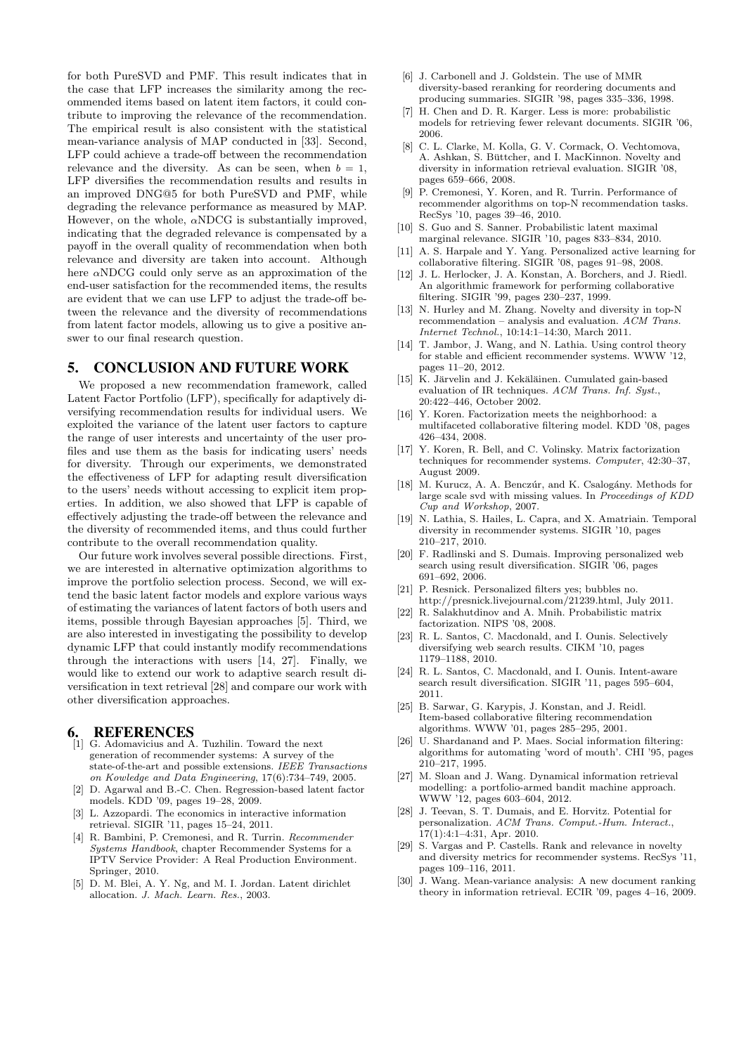for both PureSVD and PMF. This result indicates that in the case that LFP increases the similarity among the recommended items based on latent item factors, it could contribute to improving the relevance of the recommendation. The empirical result is also consistent with the statistical mean-variance analysis of MAP conducted in [33]. Second, LFP could achieve a trade-off between the recommendation relevance and the diversity. As can be seen, when $b = 1$, LFP diversifies the recommendation results and results in an improved DNG@5 for both PureSVD and PMF, while degrading the relevance performance as measured by MAP. However, on the whole, $\alpha$NDCG is substantially improved, indicating that the degraded relevance is compensated by a payoff in the overall quality of recommendation when both relevance and diversity are taken into account. Although here $\alpha$NDCG could only serve as an approximation of the end-user satisfaction for the recommended items, the results are evident that we can use LFP to adjust the trade-off between the relevance and the diversity of recommendations from latent factor models, allowing us to give a positive answer to our final research question.

## 5. CONCLUSION AND FUTURE WORK

We proposed a new recommendation framework, called Latent Factor Portfolio (LFP), specifically for adaptively diversifying recommendation results for individual users. We exploited the variance of the latent user factors to capture the range of user interests and uncertainty of the user profiles and use them as the basis for indicating users' needs for diversity. Through our experiments, we demonstrated the effectiveness of LFP for adapting result diversification to the users' needs without accessing to explicit item properties. In addition, we also showed that LFP is capable of effectively adjusting the trade-off between the relevance and the diversity of recommended items, and thus could further contribute to the overall recommendation quality.

Our future work involves several possible directions. First, we are interested in alternative optimization algorithms to improve the portfolio selection process. Second, we will extend the basic latent factor models and explore various ways of estimating the variances of latent factors of both users and items, possible through Bayesian approaches [5]. Third, we are also interested in investigating the possibility to develop dynamic LFP that could instantly modify recommendations through the interactions with users [14, 27]. Finally, we would like to extend our work to adaptive search result diversification in text retrieval [28] and compare our work with other diversification approaches.

## 6. REFERENCES

[1] G. Adomavicius and A. Tuzhilin. Toward the next generation of recommender systems: A survey of the state-of-the-art and possible extensions. *IEEE Transactions on Kowledge and Data Engineering*, 17(6):734–749, 2005.

[2] D. Agarwal and B.-C. Chen. Regression-based latent factor models. KDD '09, pages 19–28, 2009.

[3] L. Azzopardi. The economics in interactive information retrieval. SIGIR '11, pages 15–24, 2011.

[4] R. Bambini, P. Cremonesi, and R. Turrin. *Recommender Systems Handbook*, chapter Recommender Systems for a IPTV Service Provider: A Real Production Environment. Springer, 2010.

[5] D. M. Blei, A. Y. Ng, and M. I. Jordan. Latent dirichlet allocation. *J. Mach. Learn. Res.*, 2003.

[6] J. Carbonell and J. Goldstein. The use of MMR diversity-based reranking for reordering documents and producing summaries. SIGIR '98, pages 335–336, 1998.

[7] H. Chen and D. R. Karger. Less is more: probabilistic models for retrieving fewer relevant documents. SIGIR '06, 2006.

[8] C. L. Clarke, M. Kolla, G. V. Cormack, O. Vechtomova, A. Ashkan, S. Büttcher, and I. MacKinnon. Novelty and diversity in information retrieval evaluation. SIGIR '08, pages 659–666, 2008.

[9] P. Cremonesi, Y. Koren, and R. Turrin. Performance of recommender algorithms on top-N recommendation tasks. RecSys '10, pages 39–46, 2010.

[10] S. Guo and S. Sanner. Probabilistic latent maximal marginal relevance. SIGIR '10, pages 833–834, 2010.

[11] A. S. Harpale and Y. Yang. Personalized active learning for collaborative filtering. SIGIR '08, pages 91–98, 2008.

[12] J. L. Herlocker, J. A. Konstan, A. Borchers, and J. Riedl. An algorithmic framework for performing collaborative filtering. SIGIR '99, pages 230–237, 1999.

[13] N. Hurley and M. Zhang. Novelty and diversity in top-N recommendation – analysis and evaluation. *ACM Trans. Internet Technol.*, 10:14:1–14:30, March 2011.

[14] T. Jambor, J. Wang, and N. Lathia. Using control theory for stable and efficient recommender systems. WWW '12, pages 11–20, 2012.

[15] K. Järvelin and J. Kekäläinen. Cumulated gain-based evaluation of IR techniques. *ACM Trans. Inf. Syst.*, 20:422–446, October 2002.

[16] Y. Koren. Factorization meets the neighborhood: a multifaceted collaborative filtering model. KDD '08, pages 426–434, 2008.

[17] Y. Koren, R. Bell, and C. Volinsky. Matrix factorization techniques for recommender systems. *Computer*, 42:30–37, August 2009.

[18] M. Kurucz, A. A. Benczúr, and K. Csalogány. Methods for large scale svd with missing values. In *Proceedings of KDD Cup and Workshop*, 2007.

[19] N. Lathia, S. Hailes, L. Capra, and X. Amatriain. Temporal diversity in recommender systems. SIGIR '10, pages 210–217, 2010.

[20] F. Radlinski and S. Dumais. Improving personalized web search using result diversification. SIGIR '06, pages 691–692, 2006.

[21] P. Resnick. Personalized filters yes; bubbles no. http://presnick.livejournal.com/21239.html, July 2011.

[22] R. Salakhutdinov and A. Mnih. Probabilistic matrix factorization. NIPS '08, 2008.

[23] R. L. Santos, C. Macdonald, and I. Ounis. Selectively diversifying web search results. CIKM '10, pages 1179–1188, 2010.

[24] R. L. Santos, C. Macdonald, and I. Ounis. Intent-aware search result diversification. SIGIR '11, pages 595–604, 2011.

[25] B. Sarwar, G. Karypis, J. Konstan, and J. Reidl. Item-based collaborative filtering recommendation algorithms. WWW '01, pages 285–295, 2001.

[26] U. Shardanand and P. Maes. Social information filtering: algorithms for automating 'word of mouth'. CHI '95, pages 210–217, 1995.

[27] M. Sloan and J. Wang. Dynamical information retrieval modelling: a portfolio-armed bandit machine approach. WWW '12, pages 603–604, 2012.

[28] J. Teevan, S. T. Dumais, and E. Horvitz. Potential for personalization. *ACM Trans. Comput.-Hum. Interact.*, 17(1):4:1–4:31, Apr. 2010.

[29] S. Vargas and P. Castells. Rank and relevance in novelty and diversity metrics for recommender systems. RecSys '11, pages 109–116, 2011.

[30] J. Wang. Mean-variance analysis: A new document ranking theory in information retrieval. ECIR '09, pages 4–16, 2009.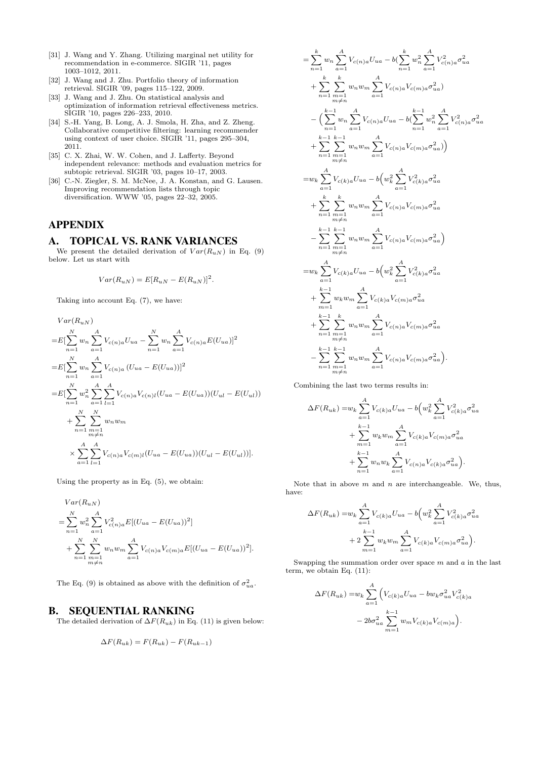[31] J. Wang and Y. Zhang. Utilizing marginal net utility for recommendation in e-commerce. SIGIR '11, pages 1003–1012, 2011.

[32] J. Wang and J. Zhu. Portfolio theory of information retrieval. SIGIR '09, pages 115–122, 2009.

[33] J. Wang and J. Zhu. On statistical analysis and optimization of information retrieval effectiveness metrics. SIGIR '10, pages 226–233, 2010.

[34] S.-H. Yang, B. Long, A. J. Smola, H. Zha, and Z. Zheng. Collaborative competitive filtering: learning recommender using context of user choice. SIGIR '11, pages 295–304, 2011.

[35] C. X. Zhai, W. W. Cohen, and J. Lafferty. Beyond independent relevance: methods and evaluation metrics for subtopic retrieval. SIGIR '03, pages 10–17, 2003.

[36] C.-N. Ziegler, S. M. McNee, J. A. Konstan, and G. Lausen. Improving recommendation lists through topic diversification. WWW '05, pages 22–32, 2005.

# APPENDIX

## A. TOPICAL VS. RANK VARIANCES

We present the detailed derivation of $Var(R_{uN})$ in Eq. (9) below. Let us start with

$$Var(R_{uN}) = E[R_{uN} - E(R_{uN})]^2.$$

Taking into account Eq. (7), we have:

$$\begin{aligned}
&Var(R_{uN}) \\
=&E[\sum_{n=1}^{N} w_n \sum_{a=1}^{A} V_{c(n)a} U_{ua} - \sum_{n=1}^{N} w_n \sum_{a=1}^{A} V_{c(n)a} E(U_{ua})]^2 \\
=&E[\sum_{n=1}^{N} w_n \sum_{a=1}^{A} V_{c(n)a} \left(U_{ua} - E(U_{ua})\right)]^2 \\
=&E[\sum_{n=1}^{N} w_n^2 \sum_{a=1}^{A} \sum_{l=1}^{A} V_{c(n)a} V_{c(n)l} (U_{ua} - E(U_{ua}))(U_{ul} - E(U_{ul})) \\
&+ \sum_{n=1}^{N} \sum_{\substack{m=1 \\ m \neq n}}^{N} w_n w_m \\
&\times \sum_{a=1}^{A} \sum_{l=1}^{A} V_{c(n)a} V_{c(m)l} (U_{ua} - E(U_{ua}))(U_{ul} - E(U_{ul}))].
\end{aligned}$$

Using the property as in Eq. (5), we obtain:

$$\begin{aligned}
&Var(R_{uN}) \\
=&\sum_{n=1}^{N} w_n^2 \sum_{a=1}^{A} V_{c(n)a}^2 E[(U_{ua} - E(U_{ua}))^2] \\
&+ \sum_{n=1}^{N} \sum_{\substack{m=1 \\ m \neq n}}^{N} w_n w_m \sum_{a=1}^{A} V_{c(n)a} V_{c(m)a} E[(U_{ua} - E(U_{ua}))^2].
\end{aligned}$$

The Eq. (9) is obtained as above with the definition of $\sigma_{ua}^2$.

## B. SEQUENTIAL RANKING

The detailed derivation of $\Delta F(R_{uk})$ in Eq. (11) is given below:

$$\Delta F(R_{uk}) = F(R_{uk}) - F(R_{uk-1})$$

$$\begin{aligned}
=&\sum_{n=1}^{k} w_n \sum_{a=1}^{A} V_{c(n)a} U_{ua} - b(\sum_{n=1}^{k} w_n^2 \sum_{a=1}^{A} V_{c(n)a}^2 \sigma_{ua}^2 \\
&+ \sum_{n=1}^{k} \sum_{\substack{m=1 \\ m \neq n}}^{k} w_n w_m \sum_{a=1}^{A} V_{c(n)a} V_{c(m)a} \sigma_{ua}^2) \\
&- \Big( \sum_{n=1}^{k-1} w_n \sum_{a=1}^{A} V_{c(n)a} U_{ua} - b(\sum_{n=1}^{k-1} w_n^2 \sum_{a=1}^{A} V_{c(n)a}^2 \sigma_{ua}^2 \\
&+ \sum_{n=1}^{k-1} \sum_{\substack{m=1 \\ m \neq n}}^{k-1} w_n w_m \sum_{a=1}^{A} V_{c(n)a} V_{c(m)a} \sigma_{ua}^2) \Big) \\
=&w_k \sum_{a=1}^{A} V_{c(k)a} U_{ua} - b\Big( w_k^2 \sum_{a=1}^{A} V_{c(k)a}^2 \sigma_{ua}^2 \\
&+ \sum_{n=1}^{k} \sum_{\substack{m=1 \\ m \neq n}}^{k} w_n w_m \sum_{a=1}^{A} V_{c(n)a} V_{c(m)a} \sigma_{ua}^2 \\
&- \sum_{n=1}^{k-1} \sum_{\substack{m=1 \\ m \neq n}}^{k-1} w_n w_m \sum_{a=1}^{A} V_{c(n)a} V_{c(m)a} \sigma_{ua}^2 \Big) \\
=&w_k \sum_{a=1}^{A} V_{c(k)a} U_{ua} - b\Big( w_k^2 \sum_{a=1}^{A} V_{c(k)a}^2 \sigma_{ua}^2 \\
&+ \sum_{m=1}^{k-1} w_k w_m \sum_{a=1}^{A} V_{c(k)a} V_{c(m)a} \sigma_{ua}^2 \\
&+ \sum_{n=1}^{k-1} \sum_{\substack{m=1 \\ m \neq n}}^{k} w_n w_m \sum_{a=1}^{A} V_{c(n)a} V_{c(m)a} \sigma_{ua}^2 \\
&- \sum_{n=1}^{k-1} \sum_{\substack{m=1 \\ m \neq n}}^{k-1} w_n w_m \sum_{a=1}^{A} V_{c(n)a} V_{c(m)a} \sigma_{ua}^2 \Big).
\end{aligned}$$

Combining the last two terms results in:

$$\begin{aligned}
\Delta F(R_{uk}) =&w_k \sum_{a=1}^{A} V_{c(k)a} U_{ua} - b\Big( w_k^2 \sum_{a=1}^{A} V_{c(k)a}^2 \sigma_{ua}^2 \\
&+ \sum_{m=1}^{k-1} w_k w_m \sum_{a=1}^{A} V_{c(k)a} V_{c(m)a} \sigma_{ua}^2 \\
&+ \sum_{n=1}^{k-1} w_n w_k \sum_{a=1}^{A} V_{c(n)a} V_{c(k)a} \sigma_{ua}^2 \Big).
\end{aligned}$$

Note that in above $m$ and $n$ are interchangeable. We, thus, have:

$$\begin{aligned}
\Delta F(R_{uk}) =&w_k \sum_{a=1}^{A} V_{c(k)a} U_{ua} - b\Big( w_k^2 \sum_{a=1}^{A} V_{c(k)a}^2 \sigma_{ua}^2 \\
&+ 2 \sum_{m=1}^{k-1} w_k w_m \sum_{a=1}^{A} V_{c(k)a} V_{c(m)a} \sigma_{ua}^2 \Big).
\end{aligned}$$

Swapping the summation order over space $m$ and $a$ in the last term, we obtain Eq. (11):

$$\begin{aligned}
\Delta F(R_{uk}) =&w_k \sum_{a=1}^{A} \Big( V_{c(k)a} U_{ua} - b w_k \sigma_{ua}^2 V_{c(k)a}^2 \\
&- 2b\sigma_{ua}^2 \sum_{m=1}^{k-1} w_m V_{c(k)a} V_{c(m)a} \Big).
\end{aligned}$$